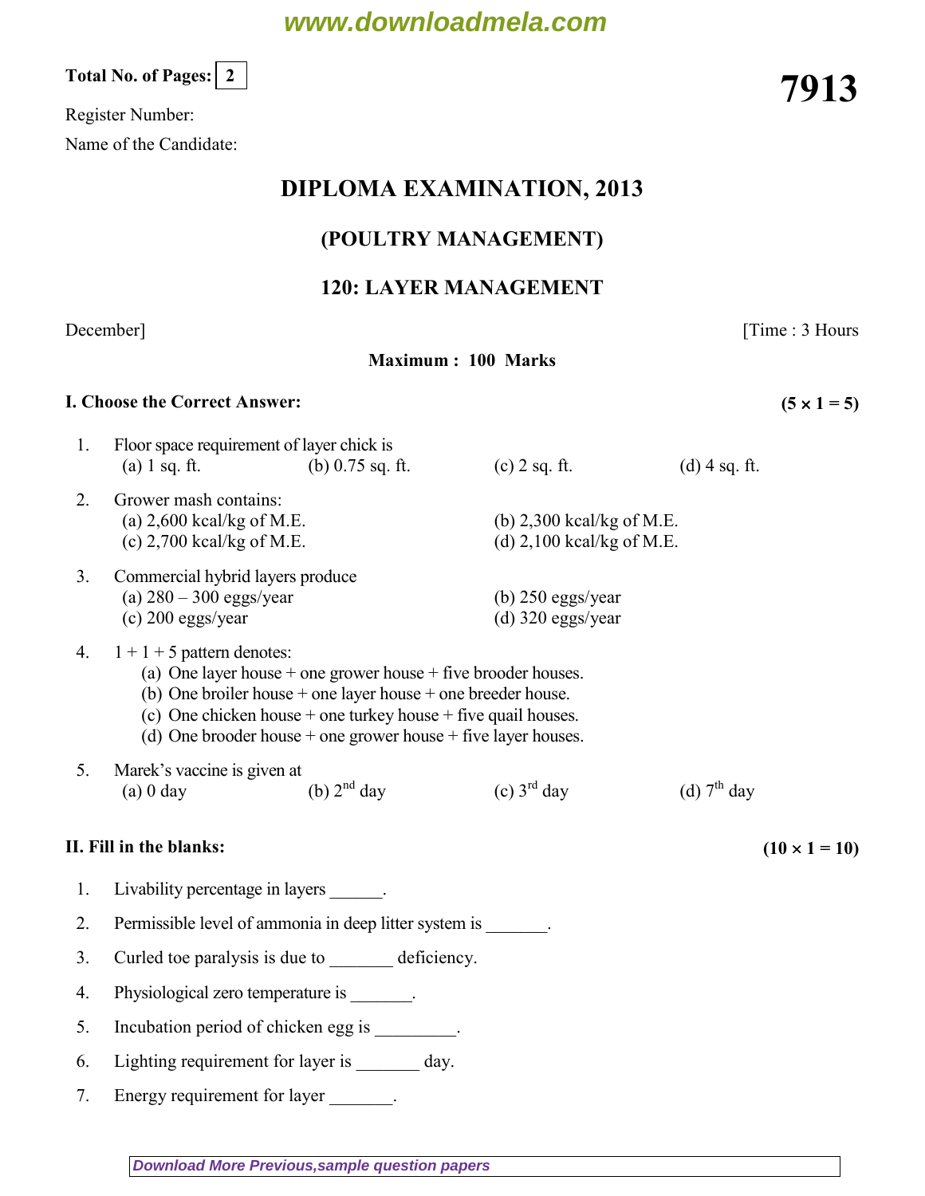Total No. of Pages: 2

# 7913

Register Number:

Name of the Candidate:

## DIPLOMA EXAMINATION, 2013

## (POULTRY MANAGEMENT)

## 120: LAYER MANAGEMENT

December] [Time : 3 Hours

**Maximum : 100 Marks**

**I. Choose the Correct Answer:** **(5 × 1 = 5)**

1. Floor space requirement of layer chick is
   (a) 1 sq. ft. (b) 0.75 sq. ft. (c) 2 sq. ft. (d) 4 sq. ft.

2. Grower mash contains:
   (a) 2,600 kcal/kg of M.E. (b) 2,300 kcal/kg of M.E.
   (c) 2,700 kcal/kg of M.E. (d) 2,100 kcal/kg of M.E.

3. Commercial hybrid layers produce
   (a) 280 – 300 eggs/year (b) 250 eggs/year
   (c) 200 eggs/year (d) 320 eggs/year

4. 1 + 1 + 5 pattern denotes:
   (a) One layer house + one grower house + five brooder houses.
   (b) One broiler house + one layer house + one breeder house.
   (c) One chicken house + one turkey house + five quail houses.
   (d) One brooder house + one grower house + five layer houses.

5. Marek's vaccine is given at
   (a) 0 day (b) 2nd day (c) 3rd day (d) 7th day

**II. Fill in the blanks:** **(10 × 1 = 10)**

1. Livability percentage in layers ______.
2. Permissible level of ammonia in deep litter system is _______.
3. Curled toe paralysis is due to _______ deficiency.
4. Physiological zero temperature is _______.
5. Incubation period of chicken egg is _________.
6. Lighting requirement for layer is _______ day.
7. Energy requirement for layer _______.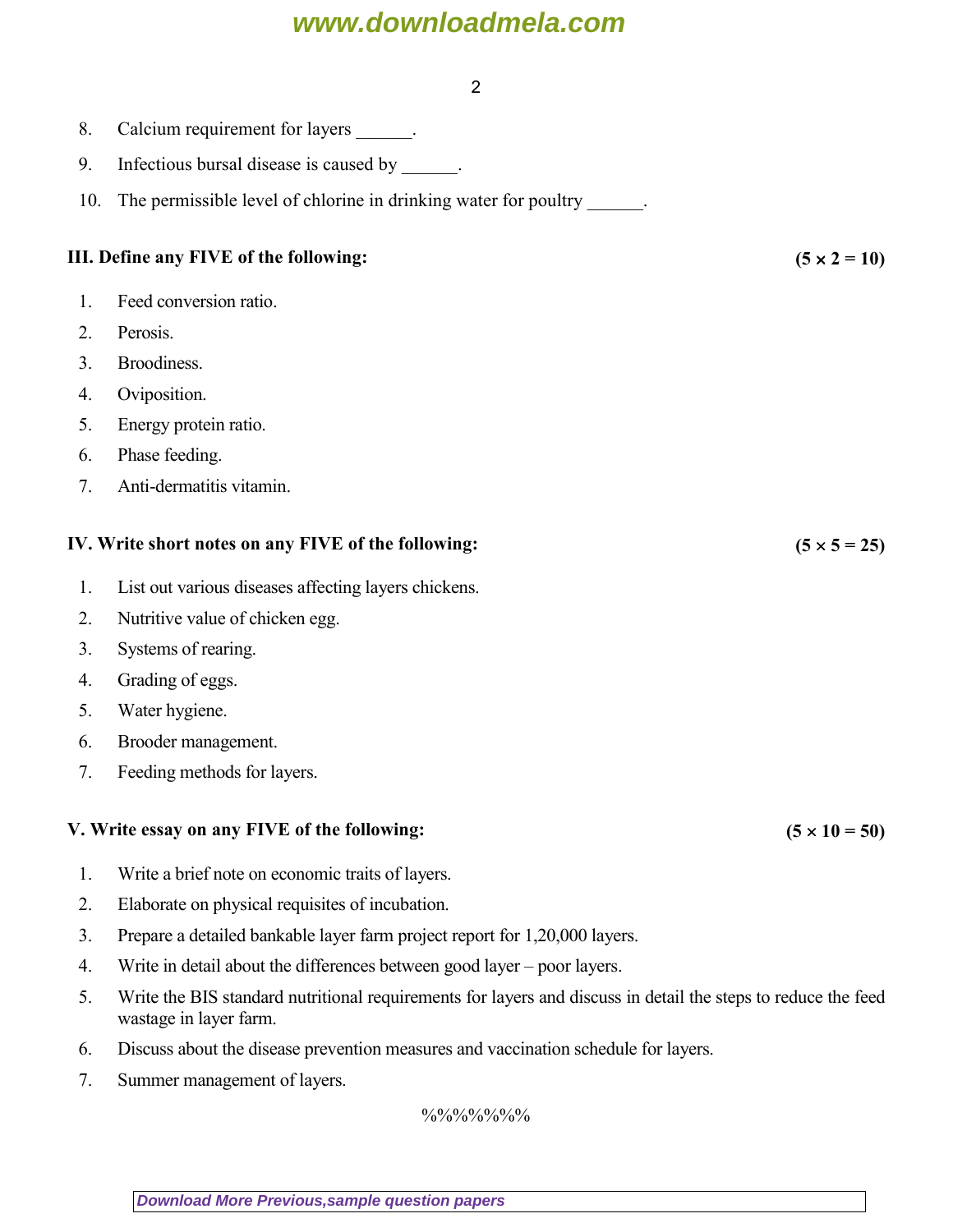8. Calcium requirement for layers ______.
9. Infectious bursal disease is caused by ______.
10. The permissible level of chlorine in drinking water for poultry ______.

**III. Define any FIVE of the following:** **(5 × 2 = 10)**

1. Feed conversion ratio.
2. Perosis.
3. Broodiness.
4. Oviposition.
5. Energy protein ratio.
6. Phase feeding.
7. Anti-dermatitis vitamin.

**IV. Write short notes on any FIVE of the following:** **(5 × 5 = 25)**

1. List out various diseases affecting layers chickens.
2. Nutritive value of chicken egg.
3. Systems of rearing.
4. Grading of eggs.
5. Water hygiene.
6. Brooder management.
7. Feeding methods for layers.

**V. Write essay on any FIVE of the following:** **(5 × 10 = 50)**

1. Write a brief note on economic traits of layers.
2. Elaborate on physical requisites of incubation.
3. Prepare a detailed bankable layer farm project report for 1,20,000 layers.
4. Write in detail about the differences between good layer – poor layers.
5. Write the BIS standard nutritional requirements for layers and discuss in detail the steps to reduce the feed wastage in layer farm.
6. Discuss about the disease prevention measures and vaccination schedule for layers.
7. Summer management of layers.

%%%%%%%